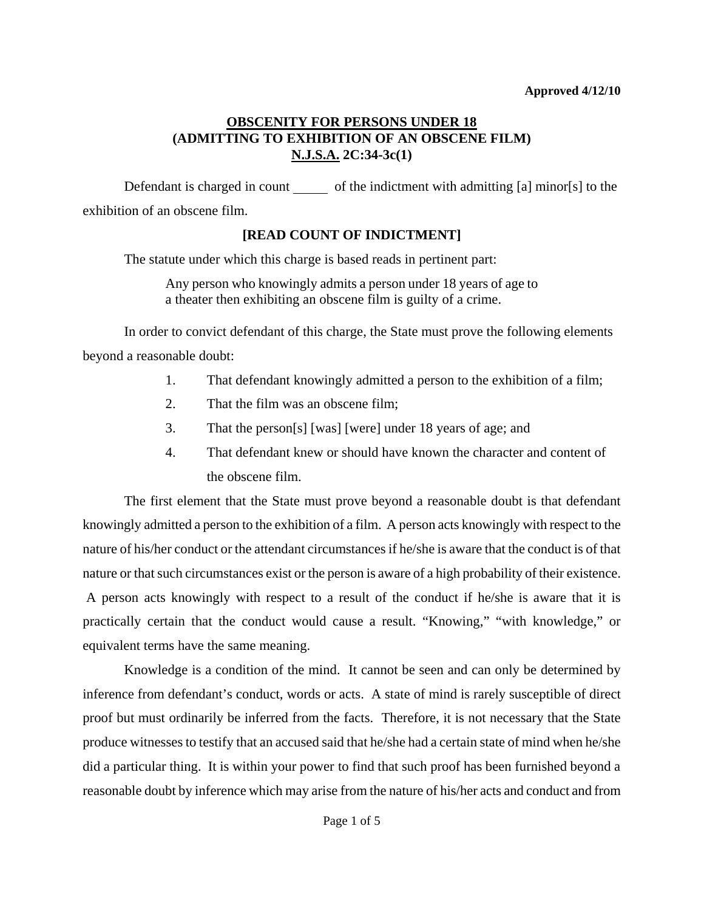**Approved 4/12/10**

# OBSCENITY FOR PERSONS UNDER 18 (ADMITTING TO EXHIBITION OF AN OBSCENE FILM) N.J.S.A. 2C:34-3c(1)

Defendant is charged in count _____ of the indictment with admitting [a] minor[s] to the exhibition of an obscene film.

**[READ COUNT OF INDICTMENT]**

The statute under which this charge is based reads in pertinent part:

> Any person who knowingly admits a person under 18 years of age to a theater then exhibiting an obscene film is guilty of a crime.

In order to convict defendant of this charge, the State must prove the following elements beyond a reasonable doubt:

1. That defendant knowingly admitted a person to the exhibition of a film;
2. That the film was an obscene film;
3. That the person[s] [was] [were] under 18 years of age; and
4. That defendant knew or should have known the character and content of the obscene film.

The first element that the State must prove beyond a reasonable doubt is that defendant knowingly admitted a person to the exhibition of a film. A person acts knowingly with respect to the nature of his/her conduct or the attendant circumstances if he/she is aware that the conduct is of that nature or that such circumstances exist or the person is aware of a high probability of their existence. A person acts knowingly with respect to a result of the conduct if he/she is aware that it is practically certain that the conduct would cause a result. "Knowing," "with knowledge," or equivalent terms have the same meaning.

Knowledge is a condition of the mind. It cannot be seen and can only be determined by inference from defendant's conduct, words or acts. A state of mind is rarely susceptible of direct proof but must ordinarily be inferred from the facts. Therefore, it is not necessary that the State produce witnesses to testify that an accused said that he/she had a certain state of mind when he/she did a particular thing. It is within your power to find that such proof has been furnished beyond a reasonable doubt by inference which may arise from the nature of his/her acts and conduct and from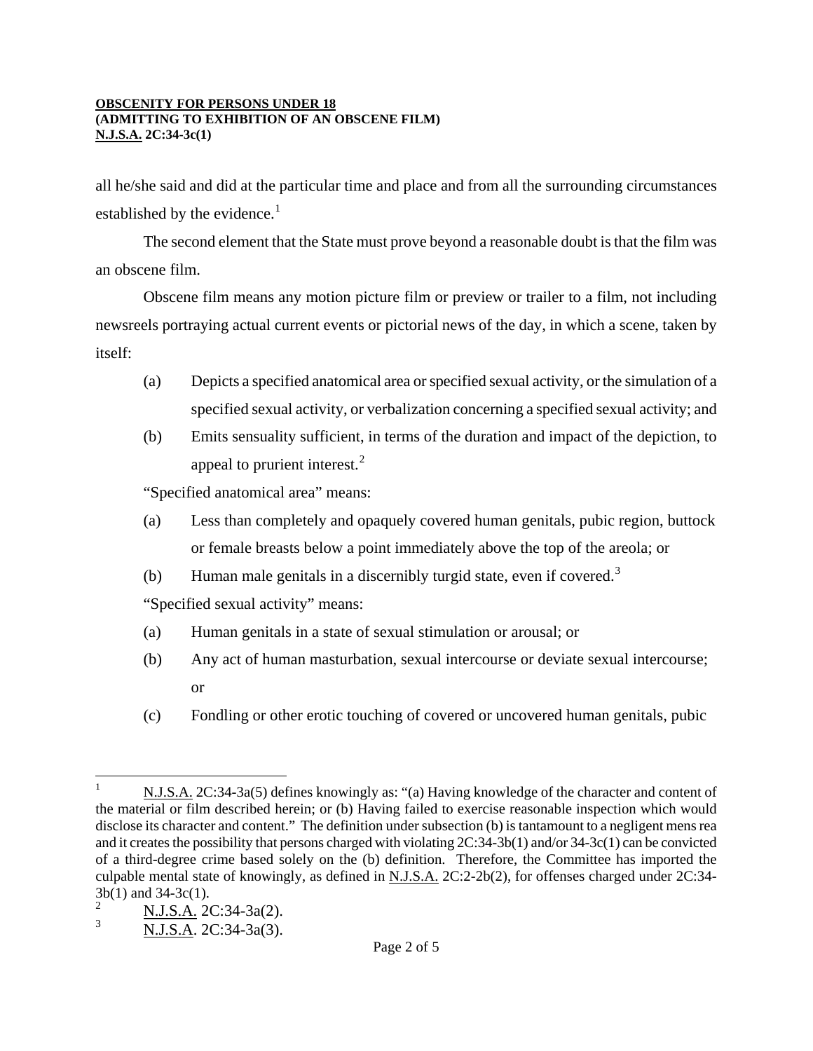all he/she said and did at the particular time and place and from all the surrounding circumstances established by the evidence.[1]

The second element that the State must prove beyond a reasonable doubt is that the film was an obscene film.

Obscene film means any motion picture film or preview or trailer to a film, not including newsreels portraying actual current events or pictorial news of the day, in which a scene, taken by itself:

(a) Depicts a specified anatomical area or specified sexual activity, or the simulation of a specified sexual activity, or verbalization concerning a specified sexual activity; and

(b) Emits sensuality sufficient, in terms of the duration and impact of the depiction, to appeal to prurient interest.[2]

"Specified anatomical area" means:

(a) Less than completely and opaquely covered human genitals, pubic region, buttock or female breasts below a point immediately above the top of the areola; or

(b) Human male genitals in a discernibly turgid state, even if covered.[3]

"Specified sexual activity" means:

(a) Human genitals in a state of sexual stimulation or arousal; or

(b) Any act of human masturbation, sexual intercourse or deviate sexual intercourse; or

(c) Fondling or other erotic touching of covered or uncovered human genitals, pubic

---

[1] N.J.S.A. 2C:34-3a(5) defines knowingly as: "(a) Having knowledge of the character and content of the material or film described herein; or (b) Having failed to exercise reasonable inspection which would disclose its character and content." The definition under subsection (b) is tantamount to a negligent mens rea and it creates the possibility that persons charged with violating 2C:34-3b(1) and/or 34-3c(1) can be convicted of a third-degree crime based solely on the (b) definition. Therefore, the Committee has imported the culpable mental state of knowingly, as defined in N.J.S.A. 2C:2-2b(2), for offenses charged under 2C:34-3b(1) and 34-3c(1).

[2] N.J.S.A. 2C:34-3a(2).

[3] N.J.S.A. 2C:34-3a(3).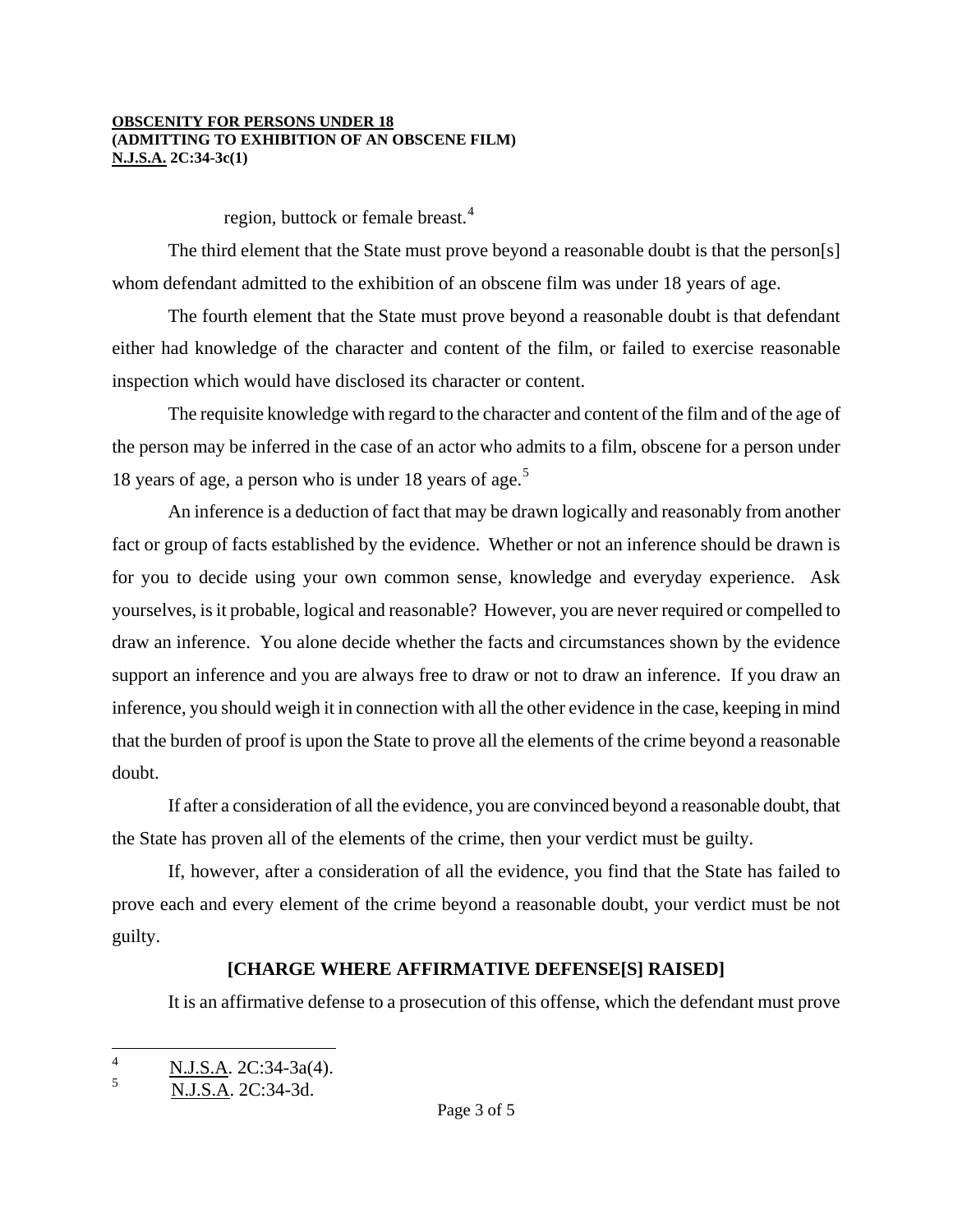region, buttock or female breast.[4]

The third element that the State must prove beyond a reasonable doubt is that the person[s] whom defendant admitted to the exhibition of an obscene film was under 18 years of age.

The fourth element that the State must prove beyond a reasonable doubt is that defendant either had knowledge of the character and content of the film, or failed to exercise reasonable inspection which would have disclosed its character or content.

The requisite knowledge with regard to the character and content of the film and of the age of the person may be inferred in the case of an actor who admits to a film, obscene for a person under 18 years of age, a person who is under 18 years of age.[5]

An inference is a deduction of fact that may be drawn logically and reasonably from another fact or group of facts established by the evidence. Whether or not an inference should be drawn is for you to decide using your own common sense, knowledge and everyday experience. Ask yourselves, is it probable, logical and reasonable? However, you are never required or compelled to draw an inference. You alone decide whether the facts and circumstances shown by the evidence support an inference and you are always free to draw or not to draw an inference. If you draw an inference, you should weigh it in connection with all the other evidence in the case, keeping in mind that the burden of proof is upon the State to prove all the elements of the crime beyond a reasonable doubt.

If after a consideration of all the evidence, you are convinced beyond a reasonable doubt, that the State has proven all of the elements of the crime, then your verdict must be guilty.

If, however, after a consideration of all the evidence, you find that the State has failed to prove each and every element of the crime beyond a reasonable doubt, your verdict must be not guilty.

**[CHARGE WHERE AFFIRMATIVE DEFENSE[S] RAISED]**

It is an affirmative defense to a prosecution of this offense, which the defendant must prove

---

[4] N.J.S.A. 2C:34-3a(4).

[5] N.J.S.A. 2C:34-3d.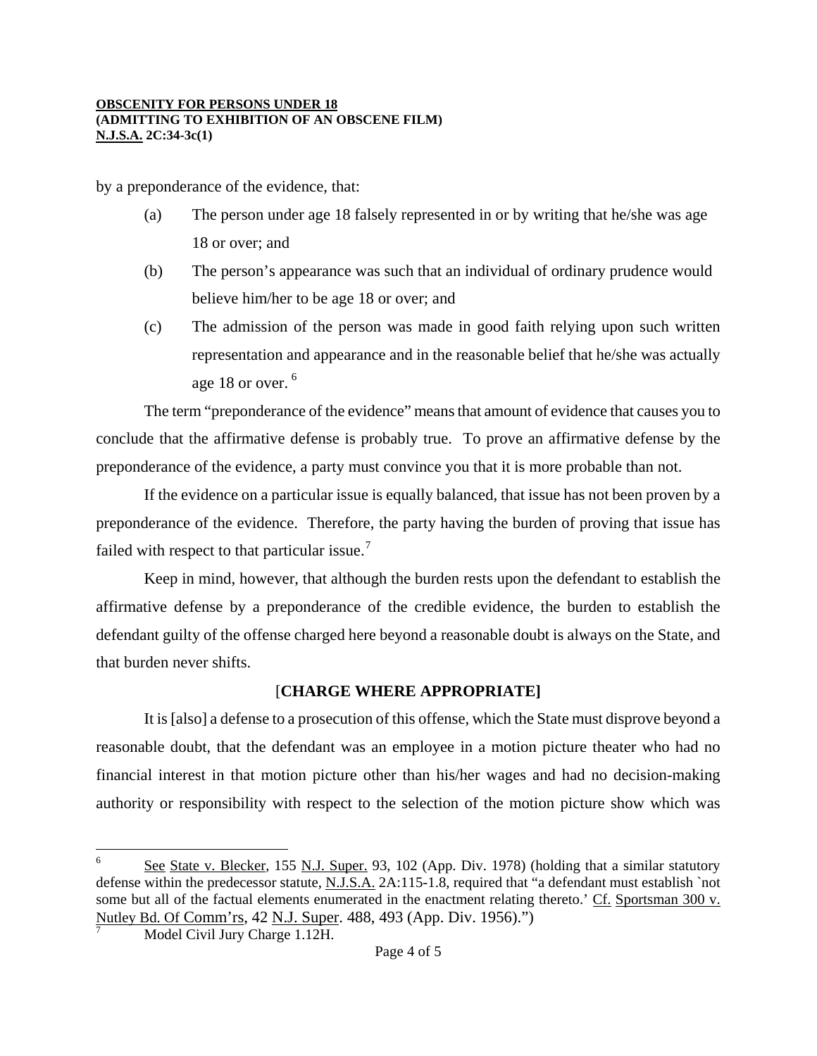by a preponderance of the evidence, that:

(a) The person under age 18 falsely represented in or by writing that he/she was age 18 or over; and

(b) The person's appearance was such that an individual of ordinary prudence would believe him/her to be age 18 or over; and

(c) The admission of the person was made in good faith relying upon such written representation and appearance and in the reasonable belief that he/she was actually age 18 or over. [6]

The term "preponderance of the evidence" means that amount of evidence that causes you to conclude that the affirmative defense is probably true. To prove an affirmative defense by the preponderance of the evidence, a party must convince you that it is more probable than not.

If the evidence on a particular issue is equally balanced, that issue has not been proven by a preponderance of the evidence. Therefore, the party having the burden of proving that issue has failed with respect to that particular issue.[7]

Keep in mind, however, that although the burden rests upon the defendant to establish the affirmative defense by a preponderance of the credible evidence, the burden to establish the defendant guilty of the offense charged here beyond a reasonable doubt is always on the State, and that burden never shifts.

[**CHARGE WHERE APPROPRIATE]**

It is [also] a defense to a prosecution of this offense, which the State must disprove beyond a reasonable doubt, that the defendant was an employee in a motion picture theater who had no financial interest in that motion picture other than his/her wages and had no decision-making authority or responsibility with respect to the selection of the motion picture show which was

---

[6] See State v. Blecker, 155 N.J. Super. 93, 102 (App. Div. 1978) (holding that a similar statutory defense within the predecessor statute, N.J.S.A. 2A:115-1.8, required that "a defendant must establish `not some but all of the factual elements enumerated in the enactment relating thereto.' Cf. Sportsman 300 v. Nutley Bd. Of Comm'rs, 42 N.J. Super. 488, 493 (App. Div. 1956).")

[7] Model Civil Jury Charge 1.12H.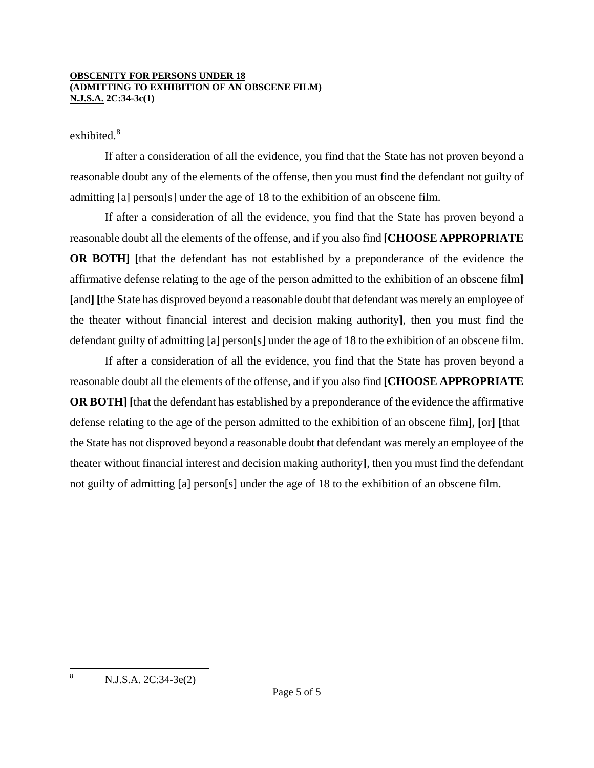exhibited.[8]

If after a consideration of all the evidence, you find that the State has not proven beyond a reasonable doubt any of the elements of the offense, then you must find the defendant not guilty of admitting [a] person[s] under the age of 18 to the exhibition of an obscene film.

If after a consideration of all the evidence, you find that the State has proven beyond a reasonable doubt all the elements of the offense, and if you also find **[CHOOSE APPROPRIATE OR BOTH]** **[**that the defendant has not established by a preponderance of the evidence the affirmative defense relating to the age of the person admitted to the exhibition of an obscene film**]** **[**and**]** **[**the State has disproved beyond a reasonable doubt that defendant was merely an employee of the theater without financial interest and decision making authority**]**, then you must find the defendant guilty of admitting [a] person[s] under the age of 18 to the exhibition of an obscene film.

If after a consideration of all the evidence, you find that the State has proven beyond a reasonable doubt all the elements of the offense, and if you also find **[CHOOSE APPROPRIATE OR BOTH]** **[**that the defendant has established by a preponderance of the evidence the affirmative defense relating to the age of the person admitted to the exhibition of an obscene film**]**, **[**or**]** **[**that the State has not disproved beyond a reasonable doubt that defendant was merely an employee of the theater without financial interest and decision making authority**]**, then you must find the defendant not guilty of admitting [a] person[s] under the age of 18 to the exhibition of an obscene film.

---

[8] N.J.S.A. 2C:34-3e(2)